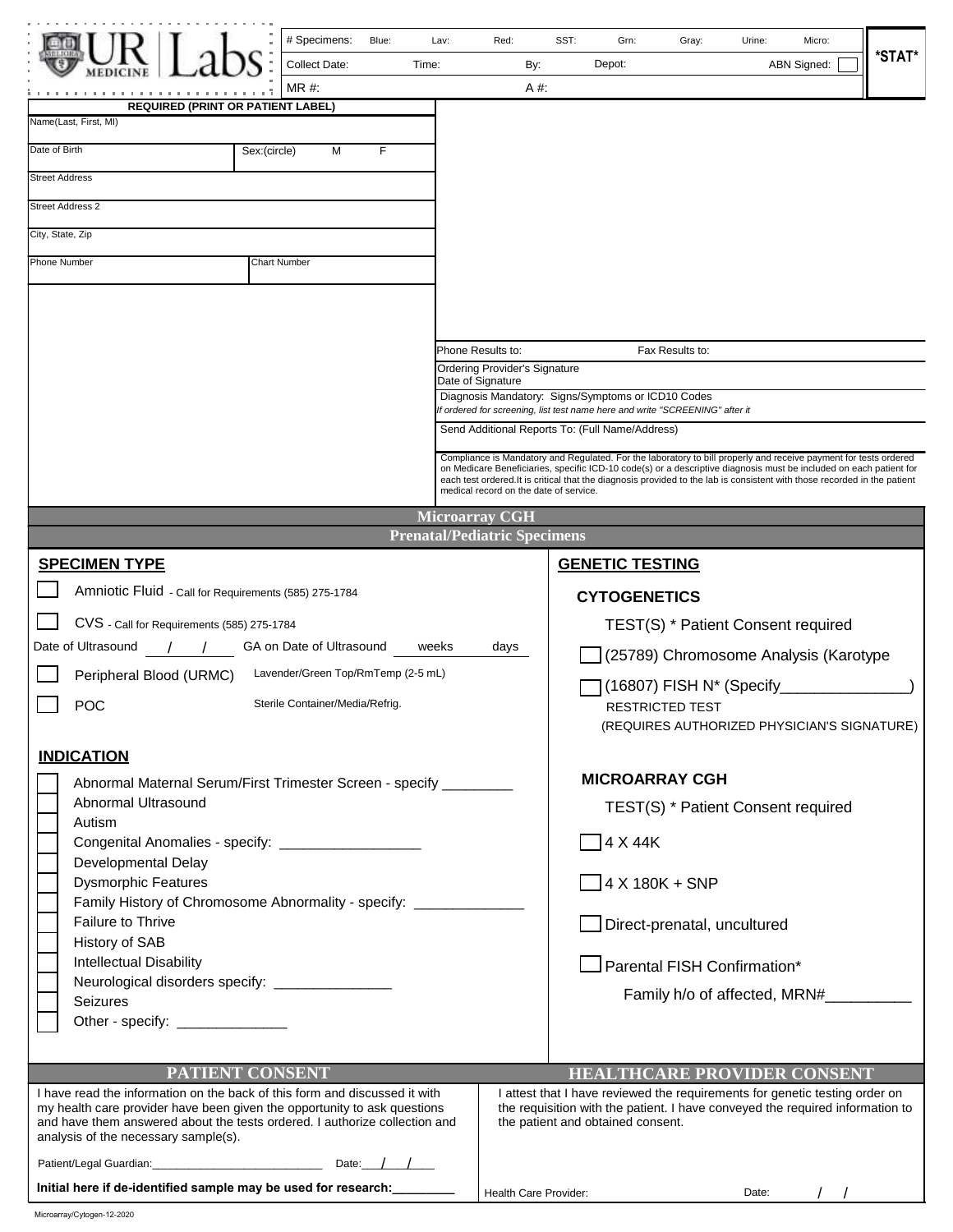UR Medicine | Labs

| # Specimens: | Blue: | Lav: | Red: | SST: | Grn: | Gray: | Urine: | Micro: |
|---|---|---|---|---|---|---|---|---|
| Collect Date: | Time: | By: | Depot: | ABN Signed: | | | | |
| MR #: | A #: | | | | | | | |

***STAT***

**REQUIRED (PRINT OR PATIENT LABEL)**

Name(Last, First, MI)

Date of Birth    Sex:(circle)  M  F

Street Address

Street Address 2

City, State, Zip

Phone Number    Chart Number

Phone Results to:    Fax Results to:

Ordering Provider's Signature
Date of Signature

Diagnosis Mandatory: Signs/Symptoms or ICD10 Codes
*If ordered for screening, list test name here and write "SCREENING" after it*

Send Additional Reports To: (Full Name/Address)

Compliance is Mandatory and Regulated. For the laboratory to bill properly and receive payment for tests ordered on Medicare Beneficiaries, specific ICD-10 code(s) or a descriptive diagnosis must be included on each patient for each test ordered.It is critical that the diagnosis provided to the lab is consistent with those recorded in the patient medical record on the date of service.

## Microarray CGH
## Prenatal/Pediatric Specimens

**SPECIMEN TYPE**

- [ ] Amniotic Fluid - Call for Requirements (585) 275-1784
- [ ] CVS - Call for Requirements (585) 275-1784

Date of Ultrasound ___/___/___  GA on Date of Ultrasound ___ weeks ___ days

- [ ] Peripheral Blood (URMC)  Lavender/Green Top/RmTemp (2-5 mL)
- [ ] POC  Sterile Container/Media/Refrig.

**INDICATION**

- [ ] Abnormal Maternal Serum/First Trimester Screen - specify ________
- [ ] Abnormal Ultrasound
- [ ] Autism
- [ ] Congenital Anomalies - specify: _________________
- [ ] Developmental Delay
- [ ] Dysmorphic Features
- [ ] Family History of Chromosome Abnormality - specify: _____________
- [ ] Failure to Thrive
- [ ] History of SAB
- [ ] Intellectual Disability
- [ ] Neurological disorders specify: ______________
- [ ] Seizures
- [ ] Other - specify: _____________

**GENETIC TESTING**

**CYTOGENETICS**

TEST(S) * Patient Consent required

- [ ] (25789) Chromosome Analysis (Karotype
- [ ] (16807) FISH N* (Specify_______________)

RESTRICTED TEST
(REQUIRES AUTHORIZED PHYSICIAN'S SIGNATURE)

**MICROARRAY CGH**

TEST(S) * Patient Consent required

- [ ] 4 X 44K
- [ ] 4 X 180K + SNP
- [ ] Direct-prenatal, uncultured
- [ ] Parental FISH Confirmation*

Family h/o of affected, MRN#__________

## PATIENT CONSENT

I have read the information on the back of this form and discussed it with my health care provider have been given the opportunity to ask questions and have them answered about the tests ordered. I authorize collection and analysis of the necessary sample(s).

Patient/Legal Guardian:___________________________ Date:___/___/___

**Initial here if de-identified sample may be used for research:_________**

## HEALTHCARE PROVIDER CONSENT

I attest that I have reviewed the requirements for genetic testing order on the requisition with the patient. I have conveyed the required information to the patient and obtained consent.

Health Care Provider:    Date: ___/___/___

Microarray/Cytogen-12-2020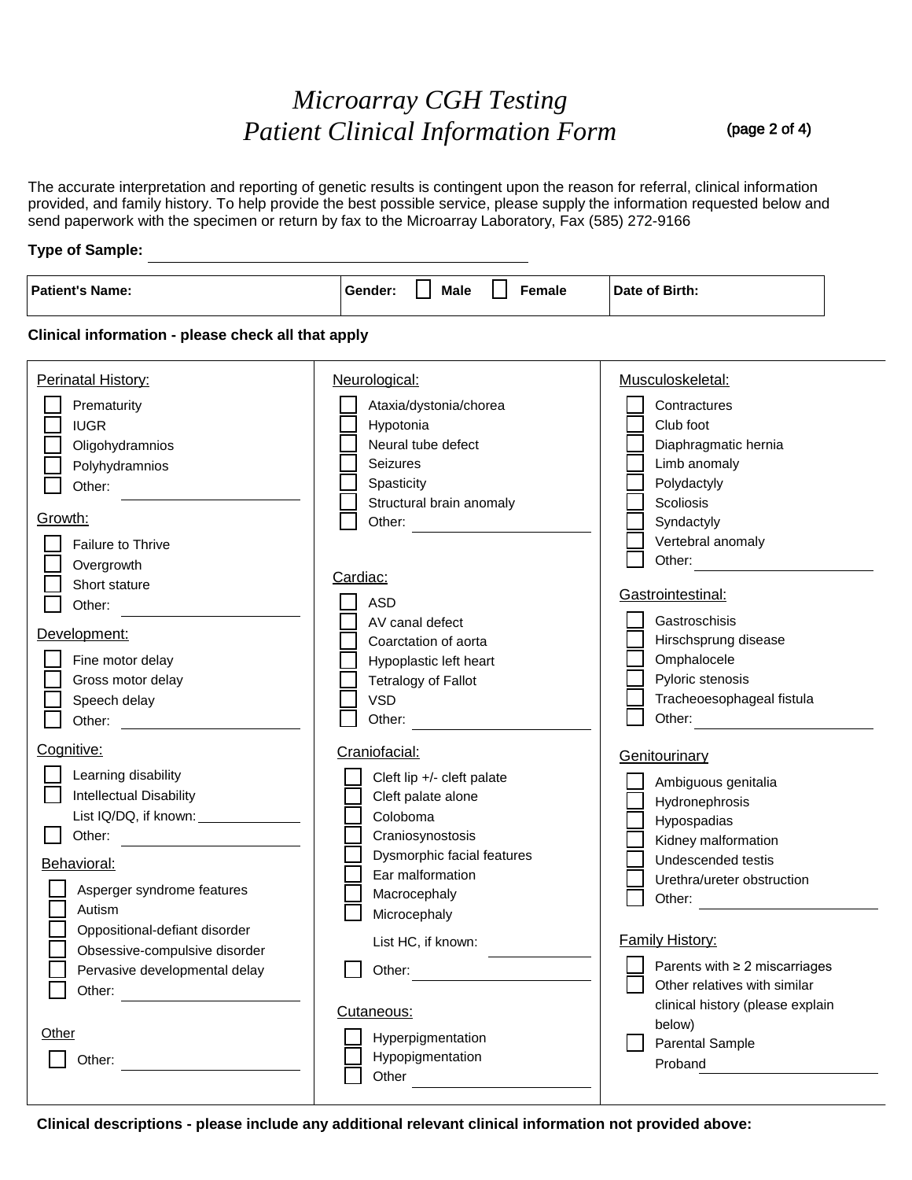# *Microarray CGH Testing*
# *Patient Clinical Information Form*

The accurate interpretation and reporting of genetic results is contingent upon the reason for referral, clinical information provided, and family history. To help provide the best possible service, please supply the information requested below and send paperwork with the specimen or return by fax to the Microarray Laboratory, Fax (585) 272-9166

**Type of Sample:** ______________________________

| **Patient's Name:** | **Gender:** ☐ **Male** ☐ **Female** | **Date of Birth:** |
|---|---|---|

**Clinical information - please check all that apply**

Perinatal History:

- ☐ Prematurity
- ☐ IUGR
- ☐ Oligohydramnios
- ☐ Polyhydramnios
- ☐ Other: ______________

Growth:

- ☐ Failure to Thrive
- ☐ Overgrowth
- ☐ Short stature
- ☐ Other: ______________

Development:

- ☐ Fine motor delay
- ☐ Gross motor delay
- ☐ Speech delay
- ☐ Other: ______________

Cognitive:

- ☐ Learning disability
- ☐ Intellectual Disability
  - List IQ/DQ, if known: ______________
- ☐ Other: ______________

Behavioral:

- ☐ Asperger syndrome features
- ☐ Autism
- ☐ Oppositional-defiant disorder
- ☐ Obsessive-compulsive disorder
- ☐ Pervasive developmental delay
- ☐ Other: ______________

Other

- ☐ Other: ______________

Neurological:

- ☐ Ataxia/dystonia/chorea
- ☐ Hypotonia
- ☐ Neural tube defect
- ☐ Seizures
- ☐ Spasticity
- ☐ Structural brain anomaly
- ☐ Other: ______________

Cardiac:

- ☐ ASD
- ☐ AV canal defect
- ☐ Coarctation of aorta
- ☐ Hypoplastic left heart
- ☐ Tetralogy of Fallot
- ☐ VSD
- ☐ Other: ______________

Craniofacial:

- ☐ Cleft lip +/- cleft palate
- ☐ Cleft palate alone
- ☐ Coloboma
- ☐ Craniosynostosis
- ☐ Dysmorphic facial features
- ☐ Ear malformation
- ☐ Macrocephaly
- ☐ Microcephaly
  - List HC, if known: ______________
- ☐ Other: ______________

Cutaneous:

- ☐ Hyperpigmentation
- ☐ Hypopigmentation
- ☐ Other ______________

Musculoskeletal:

- ☐ Contractures
- ☐ Club foot
- ☐ Diaphragmatic hernia
- ☐ Limb anomaly
- ☐ Polydactyly
- ☐ Scoliosis
- ☐ Syndactyly
- ☐ Vertebral anomaly
- ☐ Other: ______________

Gastrointestinal:

- ☐ Gastroschisis
- ☐ Hirschsprung disease
- ☐ Omphalocele
- ☐ Pyloric stenosis
- ☐ Tracheoesophageal fistula
- ☐ Other: ______________

Genitourinary

- ☐ Ambiguous genitalia
- ☐ Hydronephrosis
- ☐ Hypospadias
- ☐ Kidney malformation
- ☐ Undescended testis
- ☐ Urethra/ureter obstruction
- ☐ Other: ______________

Family History:

- ☐ Parents with ≥ 2 miscarriages
- ☐ Other relatives with similar clinical history (please explain below)
- ☐ Parental Sample
  - Proband ______________

**Clinical descriptions - please include any additional relevant clinical information not provided above:**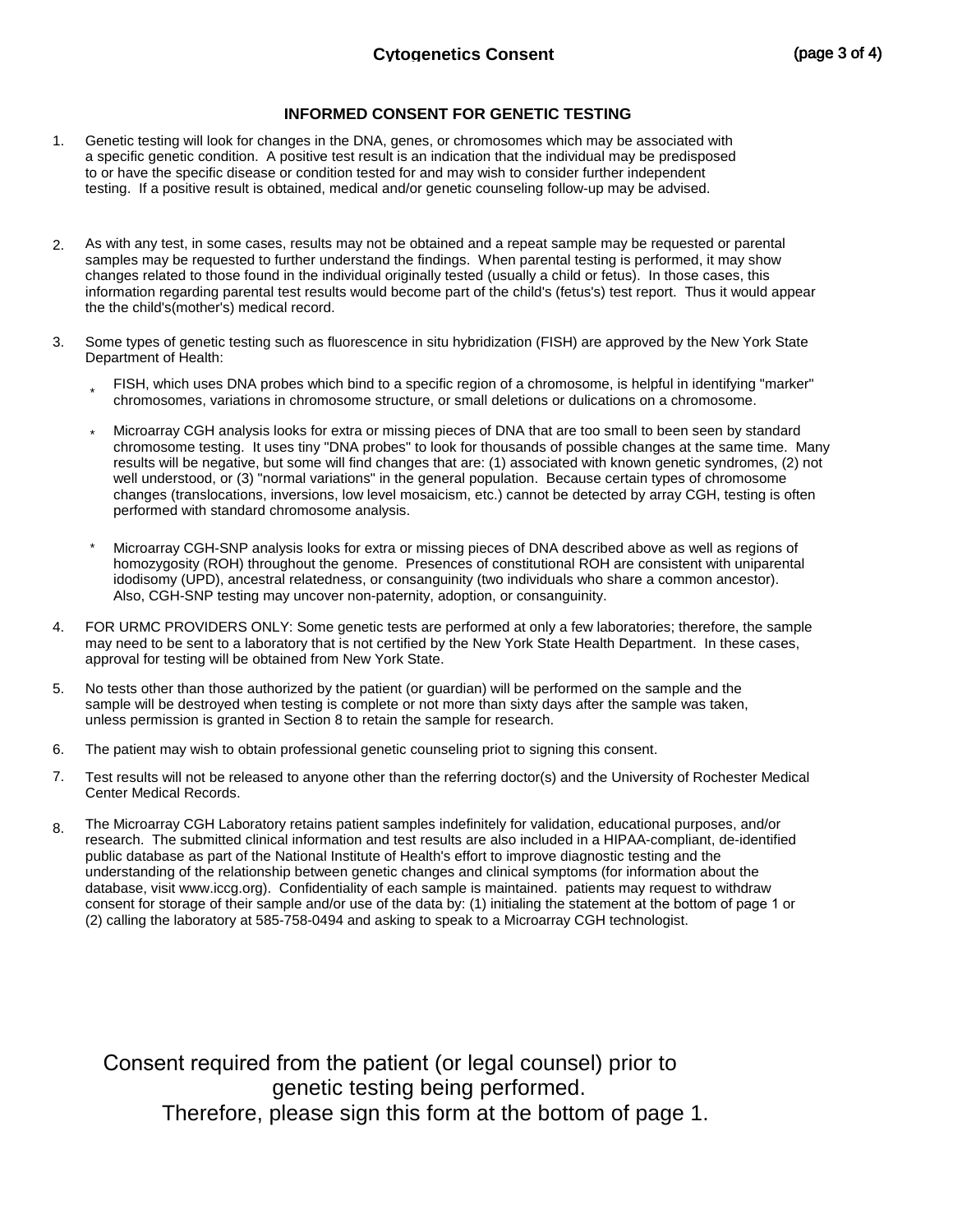## Cytogenetics Consent

### INFORMED CONSENT FOR GENETIC TESTING

1. Genetic testing will look for changes in the DNA, genes, or chromosomes which may be associated with a specific genetic condition. A positive test result is an indication that the individual may be predisposed to or have the specific disease or condition tested for and may wish to consider further independent testing. If a positive result is obtained, medical and/or genetic counseling follow-up may be advised.

2. As with any test, in some cases, results may not be obtained and a repeat sample may be requested or parental samples may be requested to further understand the findings. When parental testing is performed, it may show changes related to those found in the individual originally tested (usually a child or fetus). In those cases, this information regarding parental test results would become part of the child's (fetus's) test report. Thus it would appear the the child's(mother's) medical record.

3. Some types of genetic testing such as fluorescence in situ hybridization (FISH) are approved by the New York State Department of Health:

   * FISH, which uses DNA probes which bind to a specific region of a chromosome, is helpful in identifying "marker" chromosomes, variations in chromosome structure, or small deletions or dulications on a chromosome.

   * Microarray CGH analysis looks for extra or missing pieces of DNA that are too small to been seen by standard chromosome testing. It uses tiny "DNA probes" to look for thousands of possible changes at the same time. Many results will be negative, but some will find changes that are: (1) associated with known genetic syndromes, (2) not well understood, or (3) "normal variations" in the general population. Because certain types of chromosome changes (translocations, inversions, low level mosaicism, etc.) cannot be detected by array CGH, testing is often performed with standard chromosome analysis.

   * Microarray CGH-SNP analysis looks for extra or missing pieces of DNA described above as well as regions of homozygosity (ROH) throughout the genome. Presences of constitutional ROH are consistent with uniparental idodisomy (UPD), ancestral relatedness, or consanguinity (two individuals who share a common ancestor). Also, CGH-SNP testing may uncover non-paternity, adoption, or consanguinity.

4. FOR URMC PROVIDERS ONLY: Some genetic tests are performed at only a few laboratories; therefore, the sample may need to be sent to a laboratory that is not certified by the New York State Health Department. In these cases, approval for testing will be obtained from New York State.

5. No tests other than those authorized by the patient (or guardian) will be performed on the sample and the sample will be destroyed when testing is complete or not more than sixty days after the sample was taken, unless permission is granted in Section 8 to retain the sample for research.

6. The patient may wish to obtain professional genetic counseling priot to signing this consent.

7. Test results will not be released to anyone other than the referring doctor(s) and the University of Rochester Medical Center Medical Records.

8. The Microarray CGH Laboratory retains patient samples indefinitely for validation, educational purposes, and/or research. The submitted clinical information and test results are also included in a HIPAA-compliant, de-identified public database as part of the National Institute of Health's effort to improve diagnostic testing and the understanding of the relationship between genetic changes and clinical symptoms (for information about the database, visit www.iccg.org). Confidentiality of each sample is maintained. patients may request to withdraw consent for storage of their sample and/or use of the data by: (1) initialing the statement at the bottom of page 1 or (2) calling the laboratory at 585-758-0494 and asking to speak to a Microarray CGH technologist.

Consent required from the patient (or legal counsel) prior to genetic testing being performed.
Therefore, please sign this form at the bottom of page 1.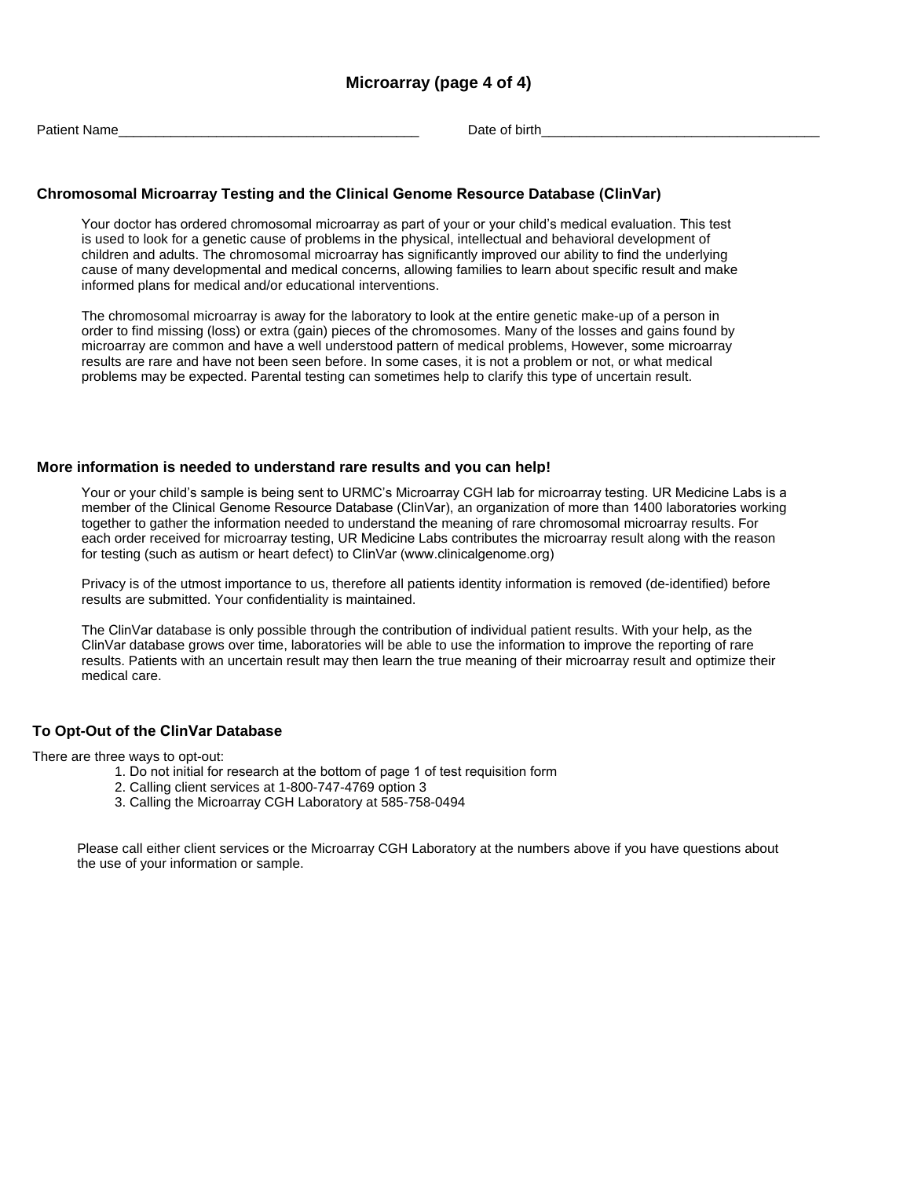# Microarray (page 4 of 4)

Patient Name_________________________________________ Date of birth______________________________________

## Chromosomal Microarray Testing and the Clinical Genome Resource Database (ClinVar)

Your doctor has ordered chromosomal microarray as part of your or your child's medical evaluation. This test is used to look for a genetic cause of problems in the physical, intellectual and behavioral development of children and adults. The chromosomal microarray has significantly improved our ability to find the underlying cause of many developmental and medical concerns, allowing families to learn about specific result and make informed plans for medical and/or educational interventions.

The chromosomal microarray is away for the laboratory to look at the entire genetic make-up of a person in order to find missing (loss) or extra (gain) pieces of the chromosomes. Many of the losses and gains found by microarray are common and have a well understood pattern of medical problems, However, some microarray results are rare and have not been seen before. In some cases, it is not a problem or not, or what medical problems may be expected. Parental testing can sometimes help to clarify this type of uncertain result.

## More information is needed to understand rare results and you can help!

Your or your child's sample is being sent to URMC's Microarray CGH lab for microarray testing. UR Medicine Labs is a member of the Clinical Genome Resource Database (ClinVar), an organization of more than 1400 laboratories working together to gather the information needed to understand the meaning of rare chromosomal microarray results. For each order received for microarray testing, UR Medicine Labs contributes the microarray result along with the reason for testing (such as autism or heart defect) to ClinVar (www.clinicalgenome.org)

Privacy is of the utmost importance to us, therefore all patients identity information is removed (de-identified) before results are submitted. Your confidentiality is maintained.

The ClinVar database is only possible through the contribution of individual patient results. With your help, as the ClinVar database grows over time, laboratories will be able to use the information to improve the reporting of rare results. Patients with an uncertain result may then learn the true meaning of their microarray result and optimize their medical care.

## To Opt-Out of the ClinVar Database

There are three ways to opt-out:

1. Do not initial for research at the bottom of page 1 of test requisition form
2. Calling client services at 1-800-747-4769 option 3
3. Calling the Microarray CGH Laboratory at 585-758-0494

Please call either client services or the Microarray CGH Laboratory at the numbers above if you have questions about the use of your information or sample.